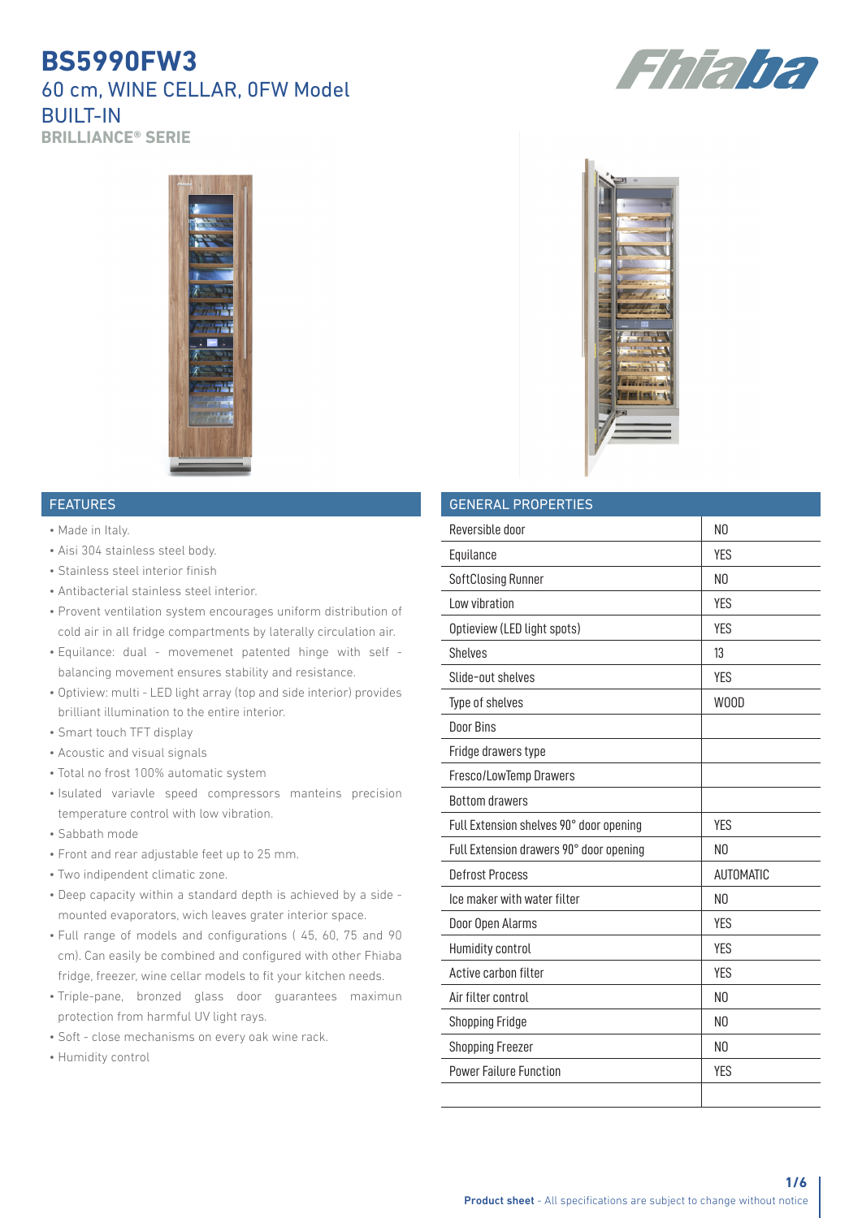# BS5990FW3

## 60 cm, WINE CELLAR, 0FW Model
## BUILT-IN
### BRILLIANCE® SERIE

## FEATURES

- Made in Italy.
- Aisi 304 stainless steel body.
- Stainless steel interior finish
- Antibacterial stainless steel interior.
- Provent ventilation system encourages uniform distribution of cold air in all fridge compartments by laterally circulation air.
- Equilance: dual - movemenet patented hinge with self - balancing movement ensures stability and resistance.
- Optiview: multi - LED light array (top and side interior) provides brilliant illumination to the entire interior.
- Smart touch TFT display
- Acoustic and visual signals
- Total no frost 100% automatic system
- Isulated variavle speed compressors manteins precision temperature control with low vibration.
- Sabbath mode
- Front and rear adjustable feet up to 25 mm.
- Two indipendent climatic zone.
- Deep capacity within a standard depth is achieved by a side - mounted evaporators, wich leaves grater interior space.
- Full range of models and configurations ( 45, 60, 75 and 90 cm). Can easily be combined and configured with other Fhiaba fridge, freezer, wine cellar models to fit your kitchen needs.
- Triple-pane, bronzed glass door guarantees maximun protection from harmful UV light rays.
- Soft - close mechanisms on every oak wine rack.
- Humidity control

## GENERAL PROPERTIES

| Property | Value |
|---|---|
| Reversible door | NO |
| Equilance | YES |
| SoftClosing Runner | NO |
| Low vibration | YES |
| Optieview (LED light spots) | YES |
| Shelves | 13 |
| Slide-out shelves | YES |
| Type of shelves | WOOD |
| Door Bins | |
| Fridge drawers type | |
| Fresco/LowTemp Drawers | |
| Bottom drawers | |
| Full Extension shelves 90° door opening | YES |
| Full Extension drawers 90° door opening | NO |
| Defrost Process | AUTOMATIC |
| Ice maker with water filter | NO |
| Door Open Alarms | YES |
| Humidity control | YES |
| Active carbon filter | YES |
| Air filter control | NO |
| Shopping Fridge | NO |
| Shopping Freezer | NO |
| Power Failure Function | YES |
| | |

**Product sheet** - All specifications are subject to change without notice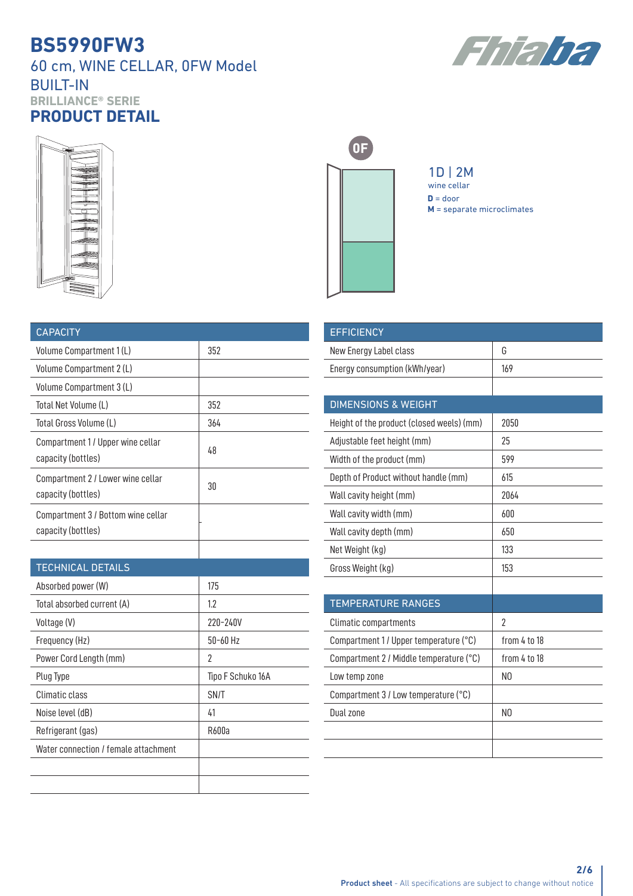# BS5990FW3

## 60 cm, WINE CELLAR, 0FW Model BUILT-IN

**BRILLIANCE® SERIE**

## PRODUCT DETAIL

0F

1D | 2M
wine cellar
**D** = door
**M** = separate microclimates

| CAPACITY | |
|---|---|
| Volume Compartment 1 (L) | 352 |
| Volume Compartment 2 (L) | |
| Volume Compartment 3 (L) | |
| Total Net Volume (L) | 352 |
| Total Gross Volume (L) | 364 |
| Compartment 1 / Upper wine cellar capacity (bottles) | 48 |
| Compartment 2 / Lower wine cellar capacity (bottles) | 30 |
| Compartment 3 / Bottom wine cellar capacity (bottles) | |
| | |

| TECHNICAL DETAILS | |
|---|---|
| Absorbed power (W) | 175 |
| Total absorbed current (A) | 1.2 |
| Voltage (V) | 220-240V |
| Frequency (Hz) | 50-60 Hz |
| Power Cord Length (mm) | 2 |
| Plug Type | Tipo F Schuko 16A |
| Climatic class | SN/T |
| Noise level (dB) | 41 |
| Refrigerant (gas) | R600a |
| Water connection / female attachment | |
| | |
| | |

| EFFICIENCY | |
|---|---|
| New Energy Label class | G |
| Energy consumption (kWh/year) | 169 |
| | |

| DIMENSIONS & WEIGHT | |
|---|---|
| Height of the product (closed weels) (mm) | 2050 |
| Adjustable feet height (mm) | 25 |
| Width of the product (mm) | 599 |
| Depth of Product without handle (mm) | 615 |
| Wall cavity height (mm) | 2064 |
| Wall cavity width (mm) | 600 |
| Wall cavity depth (mm) | 650 |
| Net Weight (kg) | 133 |
| Gross Weight (kg) | 153 |
| | |

| TEMPERATURE RANGES | |
|---|---|
| Climatic compartments | 2 |
| Compartment 1 / Upper temperature (°C) | from 4 to 18 |
| Compartment 2 / Middle temperature (°C) | from 4 to 18 |
| Low temp zone | NO |
| Compartment 3 / Low temperature (°C) | |
| Dual zone | NO |
| | |
| | |

**Product sheet** - All specifications are subject to change without notice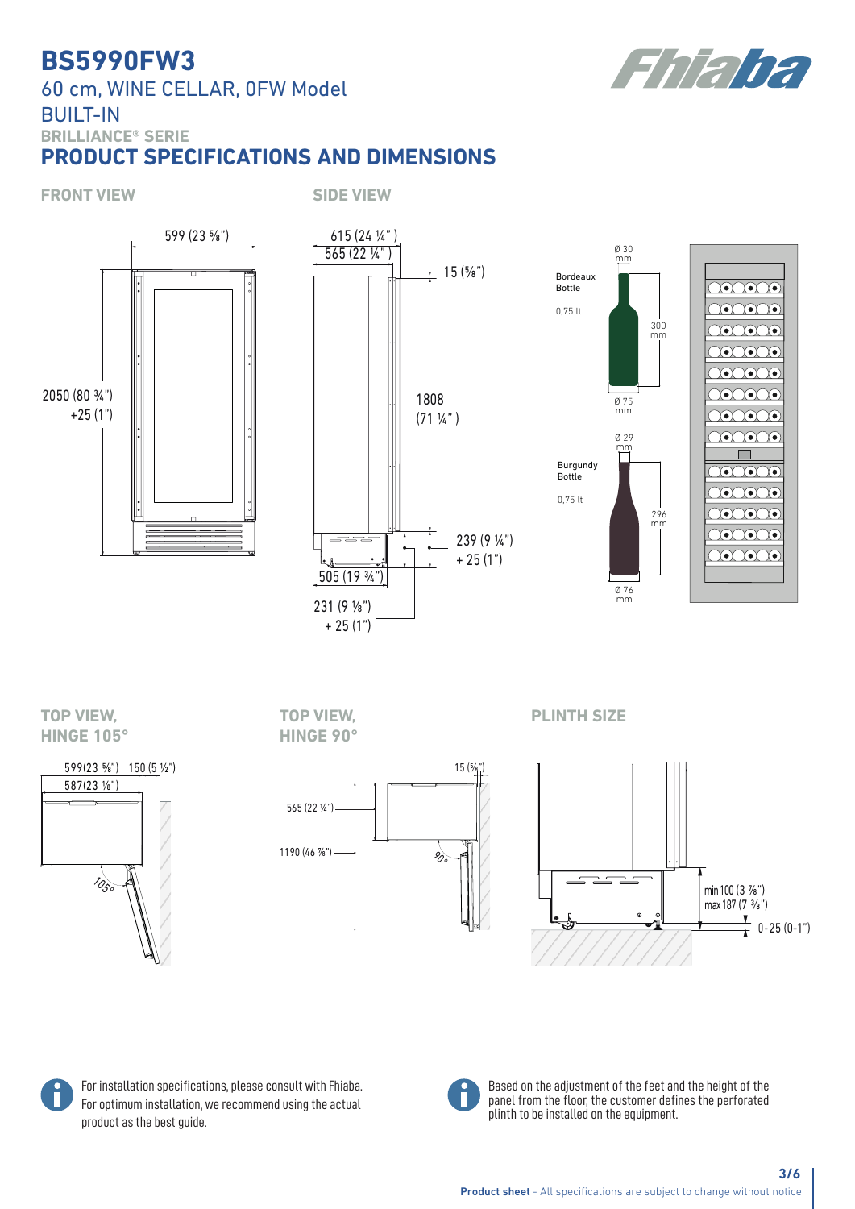# BS5990FW3

## 60 cm, WINE CELLAR, 0FW Model

## BUILT-IN

### BRILLIANCE® SERIE

## PRODUCT SPECIFICATIONS AND DIMENSIONS

### FRONT VIEW

599 (23 ⅝")

2050 (80 ¾")
+25 (1")

### SIDE VIEW

615 (24 ¼")
565 (22 ¼")
15 (⅝")
1808
(71 ¼")
239 (9 ¼")
+ 25 (1")
505 (19 ¾")
231 (9 ⅛")
+ 25 (1")

Bordeaux Bottle
0,75 lt
Ø 30 mm
300 mm
Ø 75 mm

Burgundy Bottle
0,75 lt
Ø 29 mm
296 mm
Ø 76 mm

### TOP VIEW, HINGE 105°

599(23 ⅝")
150 (5 ½")
587(23 ⅛")
105°

### TOP VIEW, HINGE 90°

15 (⅝")
565 (22 ¼")
1190 (46 ⅞")
90°

### PLINTH SIZE

min 100 (3 ⅞")
max 187 (7 ⅜")
0-25 (0-1")

For installation specifications, please consult with Fhiaba. For optimum installation, we recommend using the actual product as the best guide.

Based on the adjustment of the feet and the height of the panel from the floor, the customer defines the perforated plinth to be installed on the equipment.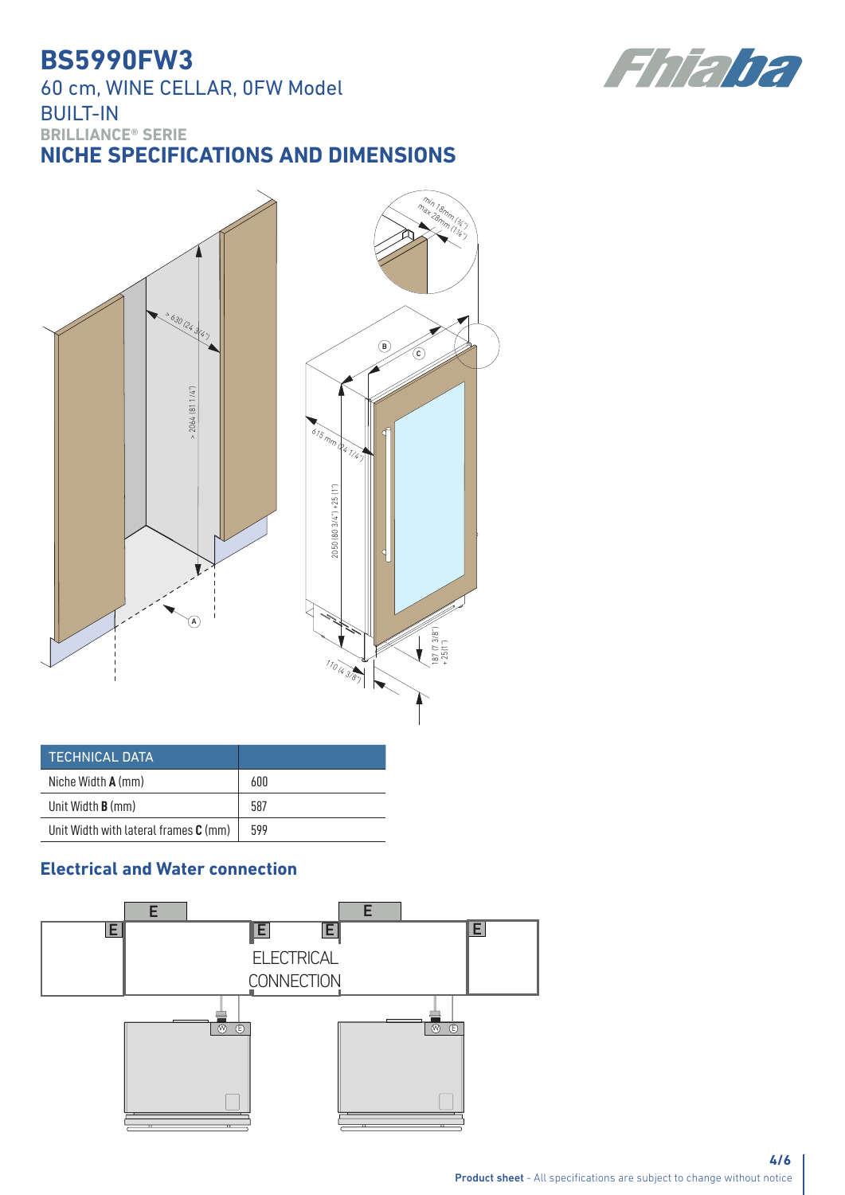# BS5990FW3

60 cm, WINE CELLAR, 0FW Model

BUILT-IN

**BRILLIANCE® SERIE**

## NICHE SPECIFICATIONS AND DIMENSIONS

| TECHNICAL DATA | |
|---|---|
| Niche Width **A** (mm) | 600 |
| Unit Width **B** (mm) | 587 |
| Unit Width with lateral frames **C** (mm) | 599 |

### Electrical and Water connection

**Product sheet** - All specifications are subject to change without notice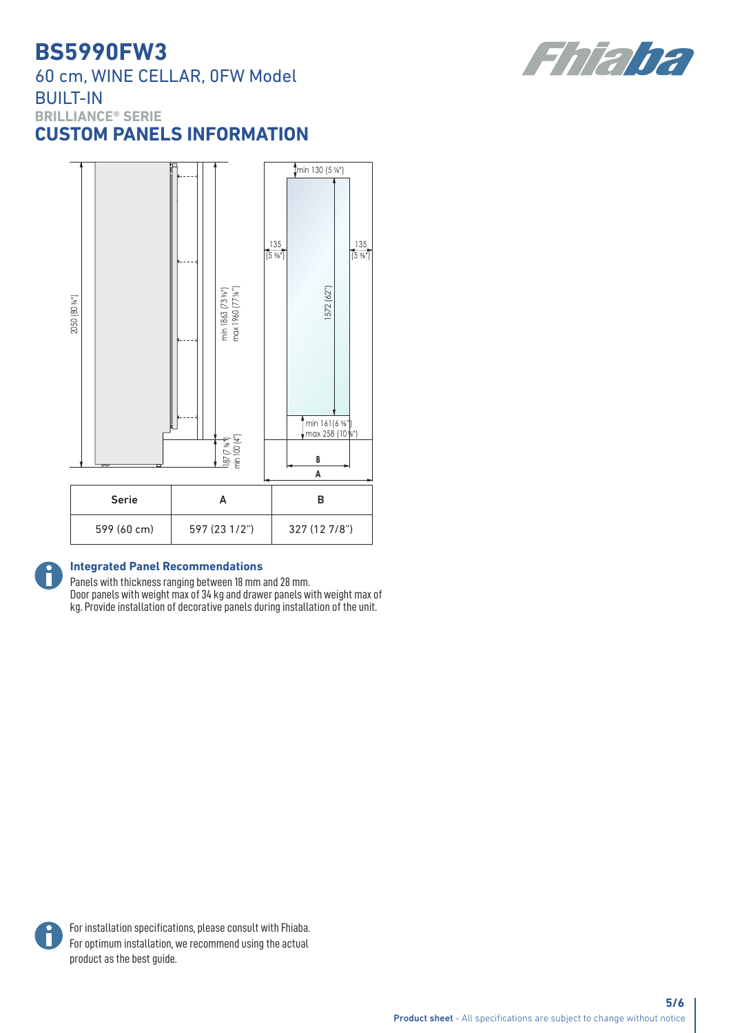# BS5990FW3

## 60 cm, WINE CELLAR, 0FW Model

## BUILT-IN

**BRILLIANCE® SERIE**

## CUSTOM PANELS INFORMATION

| Serie | A | B |
|---|---|---|
| 599 (60 cm) | 597 (23 1/2") | 327 (12 7/8") |

### Integrated Panel Recommendations

Panels with thickness ranging between 18 mm and 28 mm.
Door panels with weight max of 34 kg and drawer panels with weight max of kg. Provide installation of decorative panels during installation of the unit.

For installation specifications, please consult with Fhiaba.
For optimum installation, we recommend using the actual product as the best guide.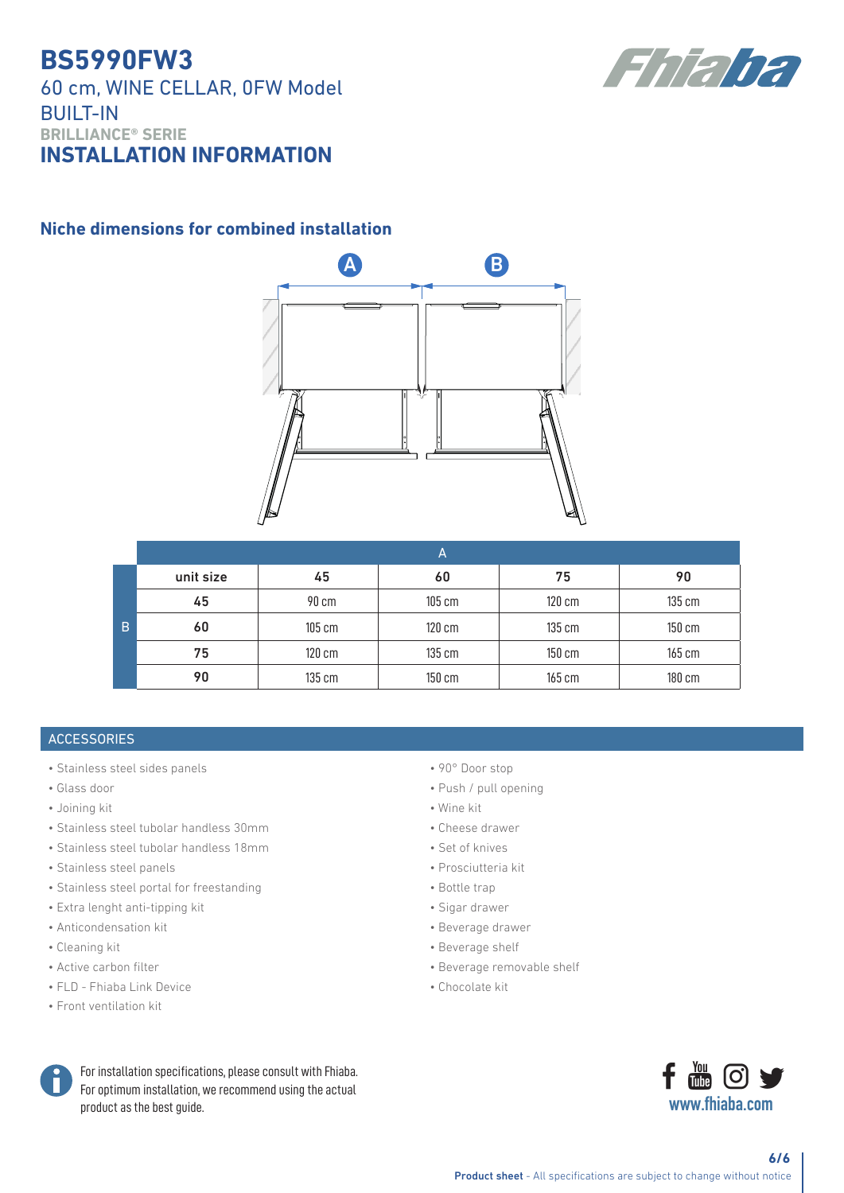# BS5990FW3

60 cm, WINE CELLAR, 0FW Model

BUILT-IN

**BRILLIANCE® SERIE**

## INSTALLATION INFORMATION

### Niche dimensions for combined installation

A

B

| | | A | | | |
|---|---|---|---|---|---|
| | **unit size** | **45** | **60** | **75** | **90** |
| B | **45** | 90 cm | 105 cm | 120 cm | 135 cm |
| | **60** | 105 cm | 120 cm | 135 cm | 150 cm |
| | **75** | 120 cm | 135 cm | 150 cm | 165 cm |
| | **90** | 135 cm | 150 cm | 165 cm | 180 cm |

### ACCESSORIES

- Stainless steel sides panels
- Glass door
- Joining kit
- Stainless steel tubolar handless 30mm
- Stainless steel tubolar handless 18mm
- Stainless steel panels
- Stainless steel portal for freestanding
- Extra lenght anti-tipping kit
- Anticondensation kit
- Cleaning kit
- Active carbon filter
- FLD - Fhiaba Link Device
- Front ventilation kit
- 90° Door stop
- Push / pull opening
- Wine kit
- Cheese drawer
- Set of knives
- Prosciutteria kit
- Bottle trap
- Sigar drawer
- Beverage drawer
- Beverage shelf
- Beverage removable shelf
- Chocolate kit

For installation specifications, please consult with Fhiaba.
For optimum installation, we recommend using the actual product as the best guide.

www.fhiaba.com